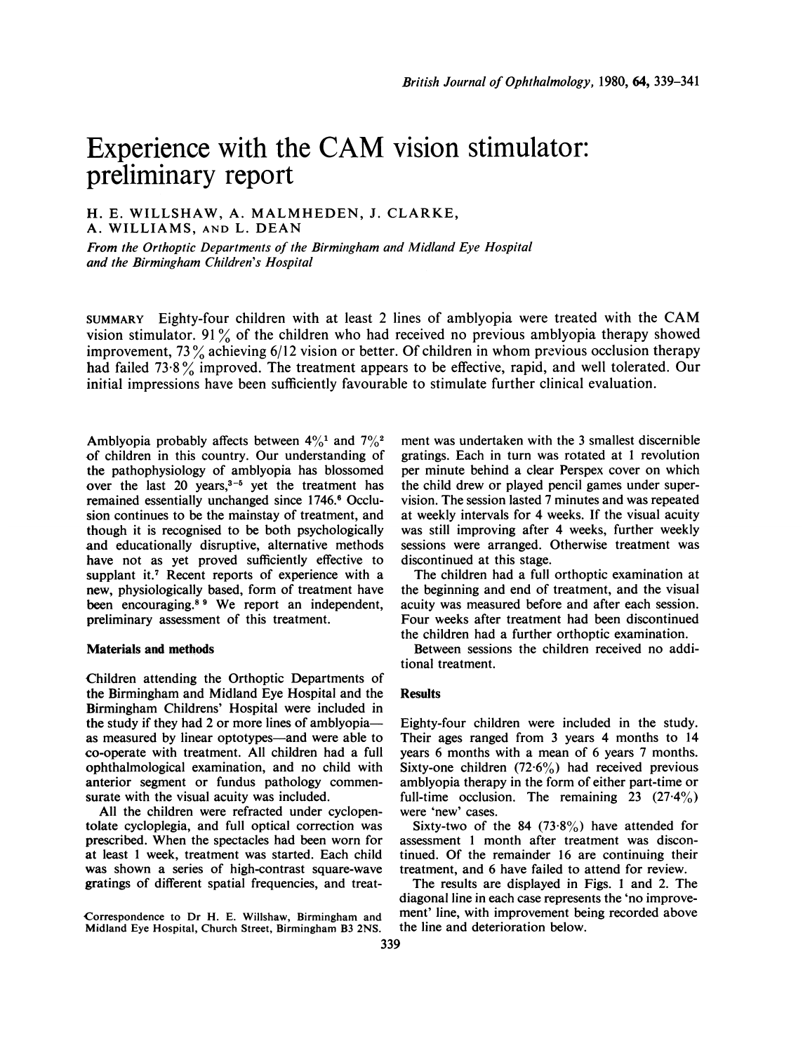# Experience with the CAM vision stimulator: preliminary report

H. E. WILLSHAW, A. MALMHEDEN, J. CLARKE, A. WILLIAMS, AND L. DEAN

*From the Orthoptic Departments of the Birmingham and Midland Eye Hospital and the Birmingham Children's Hospital*

SUMMARY Eighty-four children with at least 2 lines of amblyopia were treated with the CAM vision stimulator. 91% of the children who had received no previous amblyopia therapy showed improvement, 73% achieving 6/12 vision or better. Of children in whom previous occlusion therapy had failed 73·8% improved. The treatment appears to be effective, rapid, and well tolerated. Our initial impressions have been sufficiently favourable to stimulate further clinical evaluation.

Amblyopia probably affects between 4%[1] and 7%[2] of children in this country. Our understanding of the pathophysiology of amblyopia has blossomed over the last 20 years,[3-5] yet the treatment has remained essentially unchanged since 1746.[6] Occlusion continues to be the mainstay of treatment, and though it is recognised to be both psychologically and educationally disruptive, alternative methods have not as yet proved sufficiently effective to supplant it.[7] Recent reports of experience with a new, physiologically based, form of treatment have been encouraging.[8 9] We report an independent, preliminary assessment of this treatment.

## Materials and methods

Children attending the Orthoptic Departments of the Birmingham and Midland Eye Hospital and the Birmingham Childrens' Hospital were included in the study if they had 2 or more lines of amblyopia—as measured by linear optotypes—and were able to co-operate with treatment. All children had a full ophthalmological examination, and no child with anterior segment or fundus pathology commensurate with the visual acuity was included.

All the children were refracted under cyclopentolate cycloplegia, and full optical correction was prescribed. When the spectacles had been worn for at least 1 week, treatment was started. Each child was shown a series of high-contrast square-wave gratings of different spatial frequencies, and treatment was undertaken with the 3 smallest discernible gratings. Each in turn was rotated at 1 revolution per minute behind a clear Perspex cover on which the child drew or played pencil games under supervision. The session lasted 7 minutes and was repeated at weekly intervals for 4 weeks. If the visual acuity was still improving after 4 weeks, further weekly sessions were arranged. Otherwise treatment was discontinued at this stage.

The children had a full orthoptic examination at the beginning and end of treatment, and the visual acuity was measured before and after each session. Four weeks after treatment had been discontinued the children had a further orthoptic examination.

Between sessions the children received no additional treatment.

Correspondence to Dr H. E. Willshaw, Birmingham and Midland Eye Hospital, Church Street, Birmingham B3 2NS.

## Results

Eighty-four children were included in the study. Their ages ranged from 3 years 4 months to 14 years 6 months with a mean of 6 years 7 months. Sixty-one children (72·6%) had received previous amblyopia therapy in the form of either part-time or full-time occlusion. The remaining 23 (27·4%) were 'new' cases.

Sixty-two of the 84 (73·8%) have attended for assessment 1 month after treatment was discontinued. Of the remainder 16 are continuing their treatment, and 6 have failed to attend for review.

The results are displayed in Figs. 1 and 2. The diagonal line in each case represents the 'no improvement' line, with improvement being recorded above the line and deterioration below.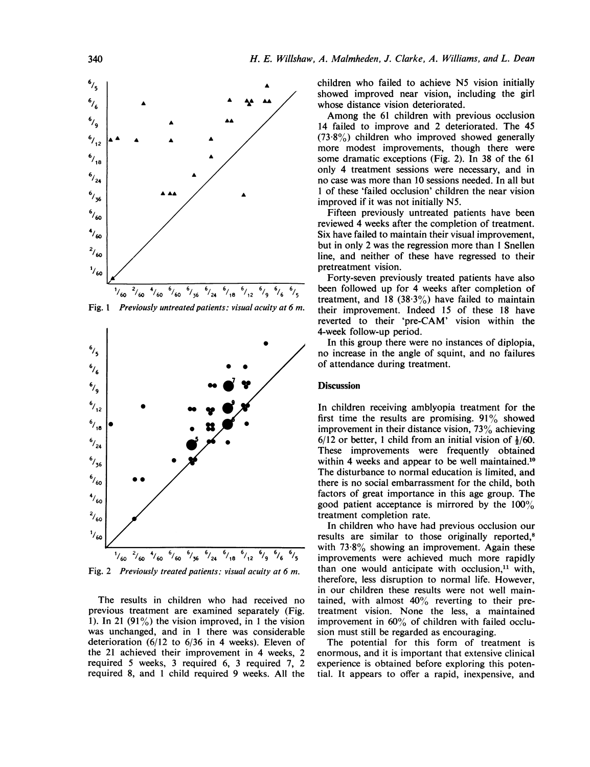Fig. 1 *Previously untreated patients: visual acuity at 6 m.*

Fig. 2 *Previously treated patients: visual acuity at 6 m.*

The results in children who had received no previous treatment are examined separately (Fig. 1). In 21 (91%) the vision improved, in 1 the vision was unchanged, and in 1 there was considerable deterioration (6/12 to 6/36 in 4 weeks). Eleven of the 21 achieved their improvement in 4 weeks, 2 required 5 weeks, 3 required 6, 3 required 7, 2 required 8, and 1 child required 9 weeks. All the children who failed to achieve N5 vision initially showed improved near vision, including the girl whose distance vision deteriorated.

Among the 61 children with previous occlusion 14 failed to improve and 2 deteriorated. The 45 (73·8%) children who improved showed generally more modest improvements, though there were some dramatic exceptions (Fig. 2). In 38 of the 61 only 4 treatment sessions were necessary, and in no case was more than 10 sessions needed. In all but 1 of these 'failed occlusion' children the near vision improved if it was not initially N5.

Fifteen previously untreated patients have been reviewed 4 weeks after the completion of treatment. Six have failed to maintain their visual improvement, but in only 2 was the regression more than 1 Snellen line, and neither of these have regressed to their pretreatment vision.

Forty-seven previously treated patients have also been followed up for 4 weeks after completion of treatment, and 18 (38·3%) have failed to maintain their improvement. Indeed 15 of these 18 have reverted to their 'pre-CAM' vision within the 4-week follow-up period.

In this group there were no instances of diplopia, no increase in the angle of squint, and no failures of attendance during treatment.

## Discussion

In children receiving amblyopia treatment for the first time the results are promising. 91% showed improvement in their distance vision, 73% achieving 6/12 or better, 1 child from an initial vision of ½/60. These improvements were frequently obtained within 4 weeks and appear to be well maintained.[10] The disturbance to normal education is limited, and there is no social embarrassment for the child, both factors of great importance in this age group. The good patient acceptance is mirrored by the 100% treatment completion rate.

In children who have had previous occlusion our results are similar to those originally reported,[8] with 73·8% showing an improvement. Again these improvements were achieved much more rapidly than one would anticipate with occlusion,[11] with, therefore, less disruption to normal life. However, in our children these results were not well maintained, with almost 40% reverting to their pretreatment vision. None the less, a maintained improvement in 60% of children with failed occlusion must still be regarded as encouraging.

The potential for this form of treatment is enormous, and it is important that extensive clinical experience is obtained before exploring this potential. It appears to offer a rapid, inexpensive, and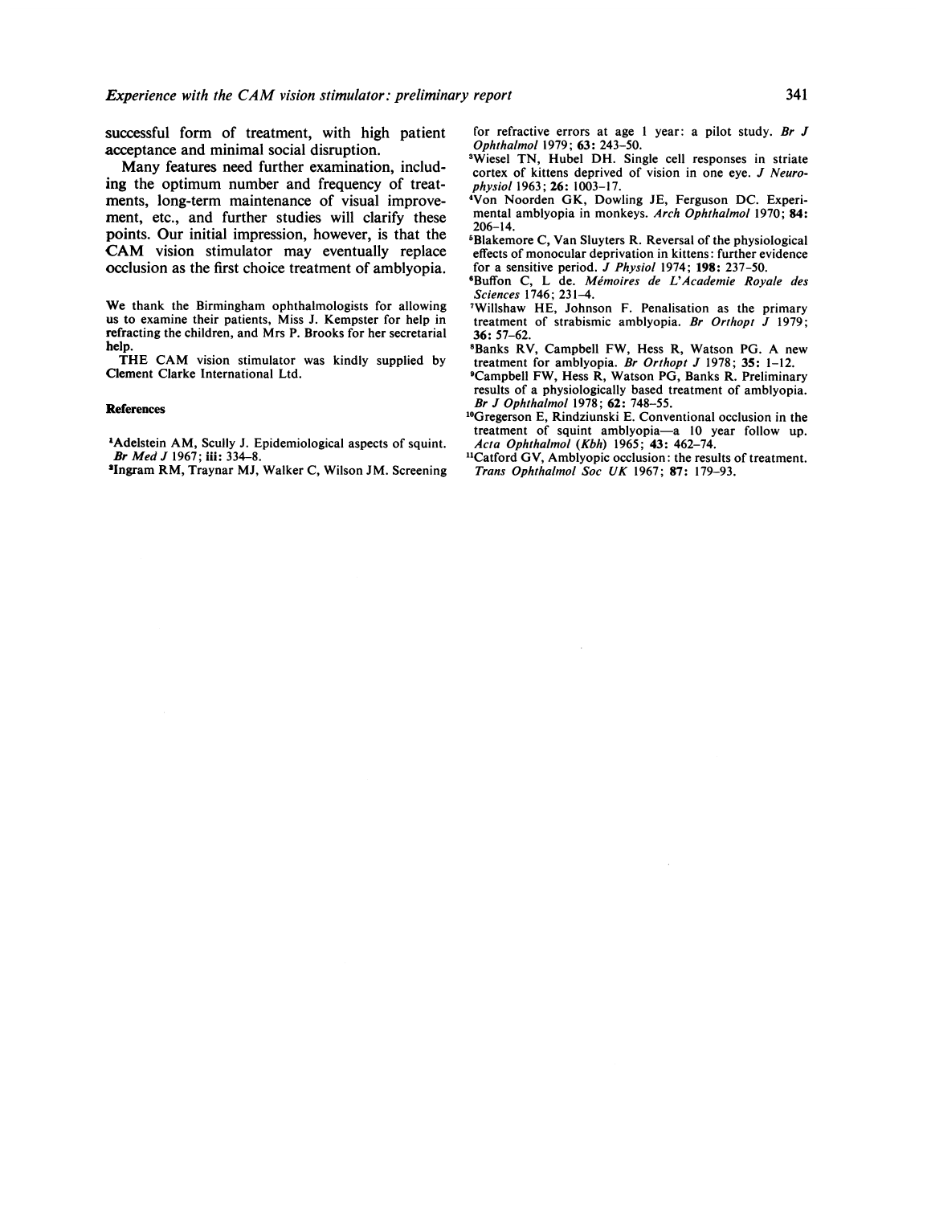successful form of treatment, with high patient acceptance and minimal social disruption.

Many features need further examination, including the optimum number and frequency of treatments, long-term maintenance of visual improvement, etc., and further studies will clarify these points. Our initial impression, however, is that the CAM vision stimulator may eventually replace occlusion as the first choice treatment of amblyopia.

We thank the Birmingham ophthalmologists for allowing us to examine their patients, Miss J. Kempster for help in refracting the children, and Mrs P. Brooks for her secretarial help.

THE CAM vision stimulator was kindly supplied by Clement Clarke International Ltd.

## References

[1] Adelstein AM, Scully J. Epidemiological aspects of squint. *Br Med J* 1967; **iii**: 334–8.

[2] Ingram RM, Traynar MJ, Walker C, Wilson JM. Screening for refractive errors at age 1 year: a pilot study. *Br J Ophthalmol* 1979; **63**: 243–50.

[3] Wiesel TN, Hubel DH. Single cell responses in striate cortex of kittens deprived of vision in one eye. *J Neurophysiol* 1963; **26**: 1003–17.

[4] Von Noorden GK, Dowling JE, Ferguson DC. Experimental amblyopia in monkeys. *Arch Ophthalmol* 1970; **84**: 206–14.

[5] Blakemore C, Van Sluyters R. Reversal of the physiological effects of monocular deprivation in kittens: further evidence for a sensitive period. *J Physiol* 1974; **198**: 237–50.

[6] Buffon C, L de. *Mémoires de L'Academie Royale des Sciences* 1746; 231–4.

[7] Willshaw HE, Johnson F. Penalisation as the primary treatment of strabismic amblyopia. *Br Orthopt J* 1979; **36**: 57–62.

[8] Banks RV, Campbell FW, Hess R, Watson PG. A new treatment for amblyopia. *Br Orthopt J* 1978; **35**: 1–12.

[9] Campbell FW, Hess R, Watson PG, Banks R. Preliminary results of a physiologically based treatment of amblyopia. *Br J Ophthalmol* 1978; **62**: 748–55.

[10] Gregerson E, Rindziunski E. Conventional occlusion in the treatment of squint amblyopia—a 10 year follow up. *Acta Ophthalmol (Kbh)* 1965; **43**: 462–74.

[11] Catford GV, Amblyopic occlusion: the results of treatment. *Trans Ophthalmol Soc UK* 1967; **87**: 179–93.